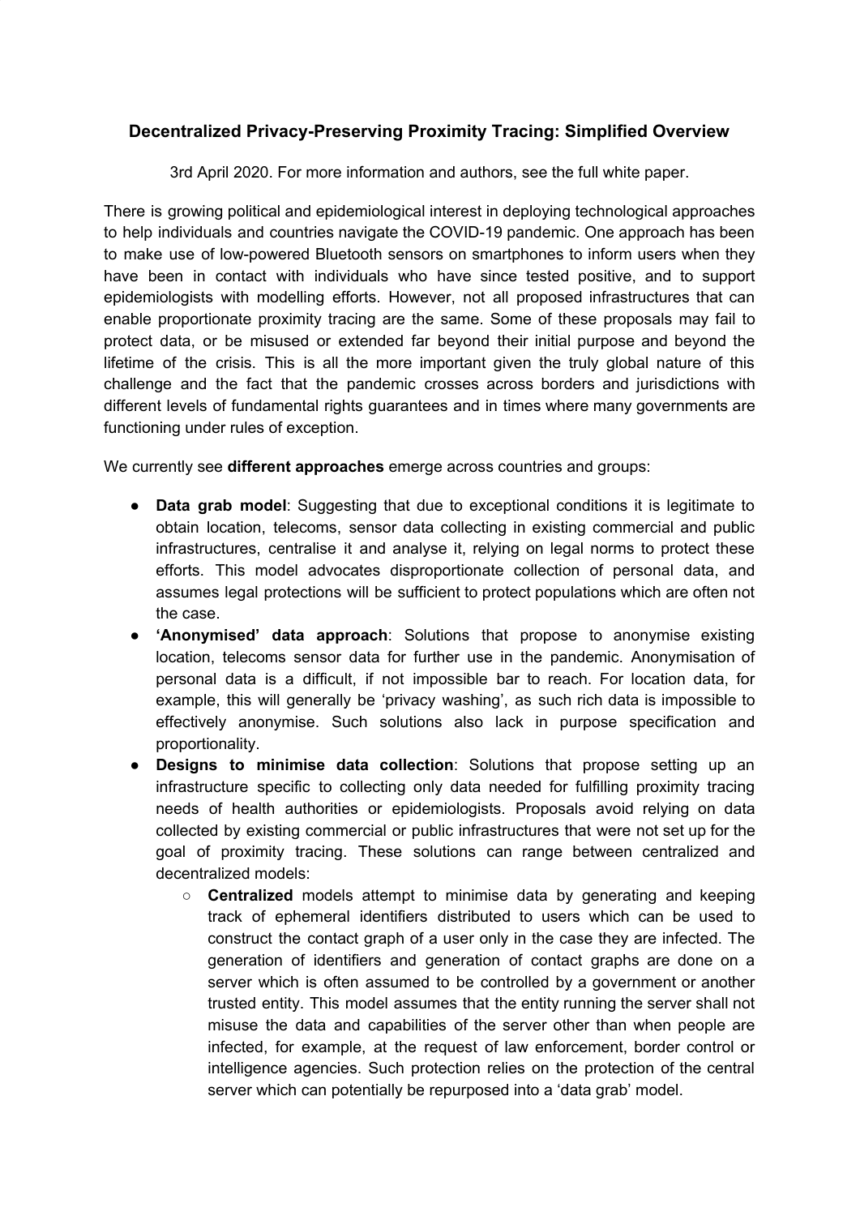## Decentralized Privacy-Preserving Proximity Tracing: Simplified Overview

3rd April 2020. For more information and authors, see the full white paper.

There is growing political and epidemiological interest in deploying technological approaches to help individuals and countries navigate the COVID-19 pandemic. One approach has been to make use of low-powered Bluetooth sensors on smartphones to inform users when they have been in contact with individuals who have since tested positive, and to support epidemiologists with modelling efforts. However, not all proposed infrastructures that can enable proportionate proximity tracing are the same. Some of these proposals may fail to protect data, or be misused or extended far beyond their initial purpose and beyond the lifetime of the crisis. This is all the more important given the truly global nature of this challenge and the fact that the pandemic crosses across borders and jurisdictions with different levels of fundamental rights guarantees and in times where many governments are functioning under rules of exception.

We currently see **different approaches** emerge across countries and groups:

- **Data grab model**: Suggesting that due to exceptional conditions it is legitimate to obtain location, telecoms, sensor data collecting in existing commercial and public infrastructures, centralise it and analyse it, relying on legal norms to protect these efforts. This model advocates disproportionate collection of personal data, and assumes legal protections will be sufficient to protect populations which are often not the case.
- **'Anonymised' data approach**: Solutions that propose to anonymise existing location, telecoms sensor data for further use in the pandemic. Anonymisation of personal data is a difficult, if not impossible bar to reach. For location data, for example, this will generally be 'privacy washing', as such rich data is impossible to effectively anonymise. Such solutions also lack in purpose specification and proportionality.
- **Designs to minimise data collection**: Solutions that propose setting up an infrastructure specific to collecting only data needed for fulfilling proximity tracing needs of health authorities or epidemiologists. Proposals avoid relying on data collected by existing commercial or public infrastructures that were not set up for the goal of proximity tracing. These solutions can range between centralized and decentralized models:
    - **Centralized** models attempt to minimise data by generating and keeping track of ephemeral identifiers distributed to users which can be used to construct the contact graph of a user only in the case they are infected. The generation of identifiers and generation of contact graphs are done on a server which is often assumed to be controlled by a government or another trusted entity. This model assumes that the entity running the server shall not misuse the data and capabilities of the server other than when people are infected, for example, at the request of law enforcement, border control or intelligence agencies. Such protection relies on the protection of the central server which can potentially be repurposed into a 'data grab' model.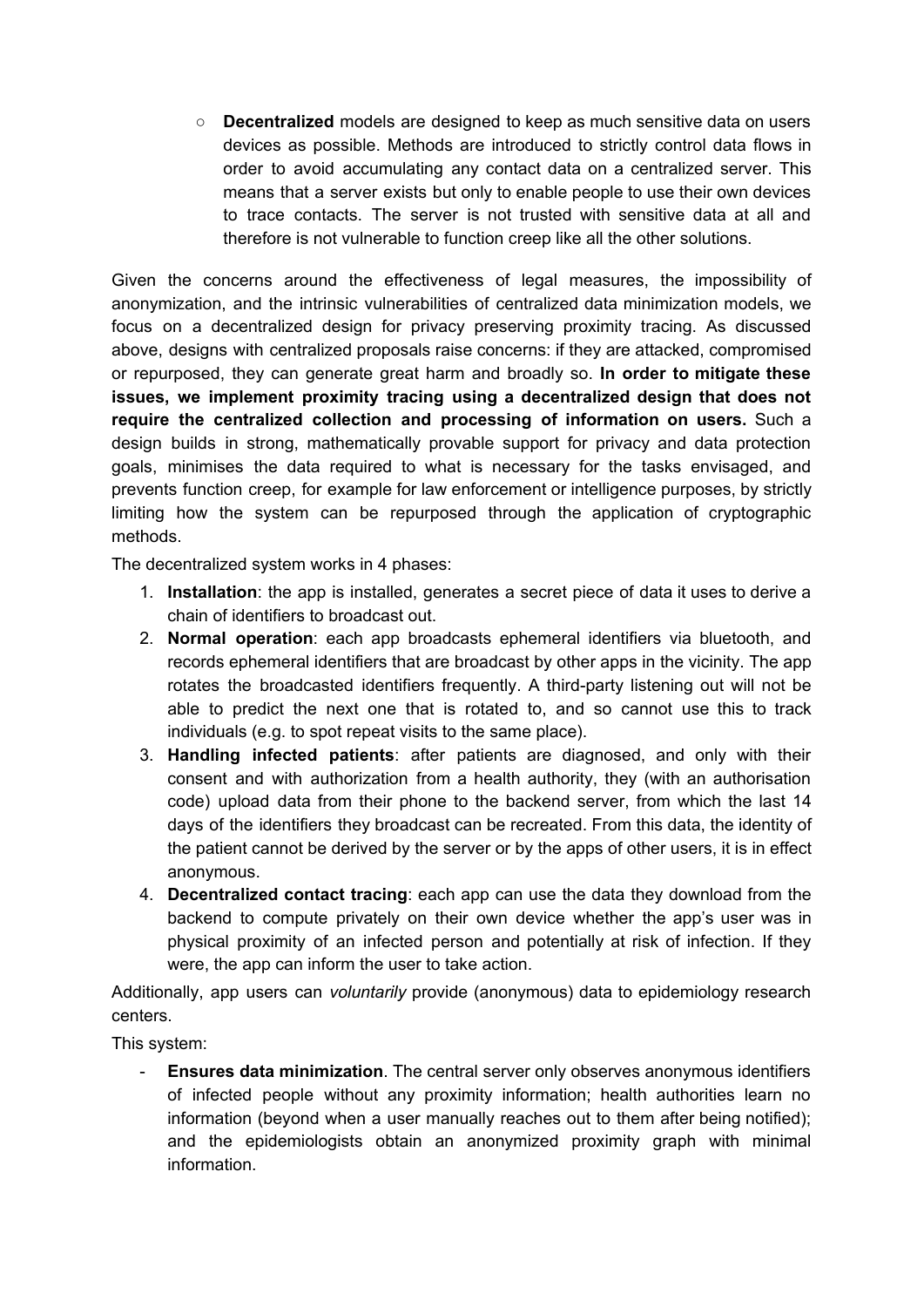- **Decentralized** models are designed to keep as much sensitive data on users devices as possible. Methods are introduced to strictly control data flows in order to avoid accumulating any contact data on a centralized server. This means that a server exists but only to enable people to use their own devices to trace contacts. The server is not trusted with sensitive data at all and therefore is not vulnerable to function creep like all the other solutions.

Given the concerns around the effectiveness of legal measures, the impossibility of anonymization, and the intrinsic vulnerabilities of centralized data minimization models, we focus on a decentralized design for privacy preserving proximity tracing. As discussed above, designs with centralized proposals raise concerns: if they are attacked, compromised or repurposed, they can generate great harm and broadly so. **In order to mitigate these issues, we implement proximity tracing using a decentralized design that does not require the centralized collection and processing of information on users.** Such a design builds in strong, mathematically provable support for privacy and data protection goals, minimises the data required to what is necessary for the tasks envisaged, and prevents function creep, for example for law enforcement or intelligence purposes, by strictly limiting how the system can be repurposed through the application of cryptographic methods.

The decentralized system works in 4 phases:

1. **Installation**: the app is installed, generates a secret piece of data it uses to derive a chain of identifiers to broadcast out.
2. **Normal operation**: each app broadcasts ephemeral identifiers via bluetooth, and records ephemeral identifiers that are broadcast by other apps in the vicinity. The app rotates the broadcasted identifiers frequently. A third-party listening out will not be able to predict the next one that is rotated to, and so cannot use this to track individuals (e.g. to spot repeat visits to the same place).
3. **Handling infected patients**: after patients are diagnosed, and only with their consent and with authorization from a health authority, they (with an authorisation code) upload data from their phone to the backend server, from which the last 14 days of the identifiers they broadcast can be recreated. From this data, the identity of the patient cannot be derived by the server or by the apps of other users, it is in effect anonymous.
4. **Decentralized contact tracing**: each app can use the data they download from the backend to compute privately on their own device whether the app's user was in physical proximity of an infected person and potentially at risk of infection. If they were, the app can inform the user to take action.

Additionally, app users can *voluntarily* provide (anonymous) data to epidemiology research centers.

This system:

- **Ensures data minimization**. The central server only observes anonymous identifiers of infected people without any proximity information; health authorities learn no information (beyond when a user manually reaches out to them after being notified); and the epidemiologists obtain an anonymized proximity graph with minimal information.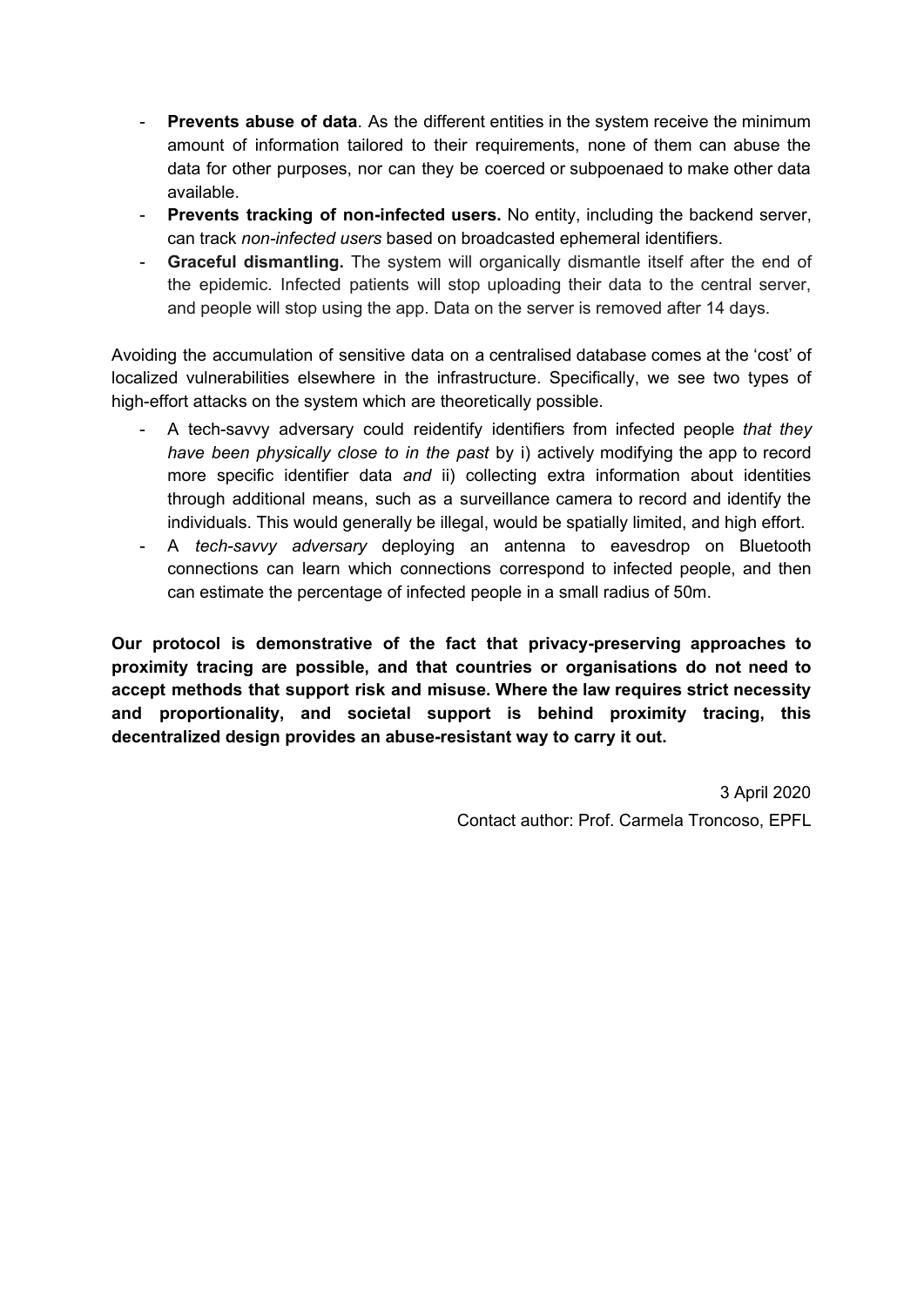- **Prevents abuse of data**. As the different entities in the system receive the minimum amount of information tailored to their requirements, none of them can abuse the data for other purposes, nor can they be coerced or subpoenaed to make other data available.
- **Prevents tracking of non-infected users.** No entity, including the backend server, can track *non-infected users* based on broadcasted ephemeral identifiers.
- **Graceful dismantling.** The system will organically dismantle itself after the end of the epidemic. Infected patients will stop uploading their data to the central server, and people will stop using the app. Data on the server is removed after 14 days.

Avoiding the accumulation of sensitive data on a centralised database comes at the 'cost' of localized vulnerabilities elsewhere in the infrastructure. Specifically, we see two types of high-effort attacks on the system which are theoretically possible.

- A tech-savvy adversary could reidentify identifiers from infected people *that they have been physically close to in the past* by i) actively modifying the app to record more specific identifier data *and* ii) collecting extra information about identities through additional means, such as a surveillance camera to record and identify the individuals. This would generally be illegal, would be spatially limited, and high effort.
- A *tech-savvy adversary* deploying an antenna to eavesdrop on Bluetooth connections can learn which connections correspond to infected people, and then can estimate the percentage of infected people in a small radius of 50m.

**Our protocol is demonstrative of the fact that privacy-preserving approaches to proximity tracing are possible, and that countries or organisations do not need to accept methods that support risk and misuse. Where the law requires strict necessity and proportionality, and societal support is behind proximity tracing, this decentralized design provides an abuse-resistant way to carry it out.**

3 April 2020

Contact author: Prof. Carmela Troncoso, EPFL